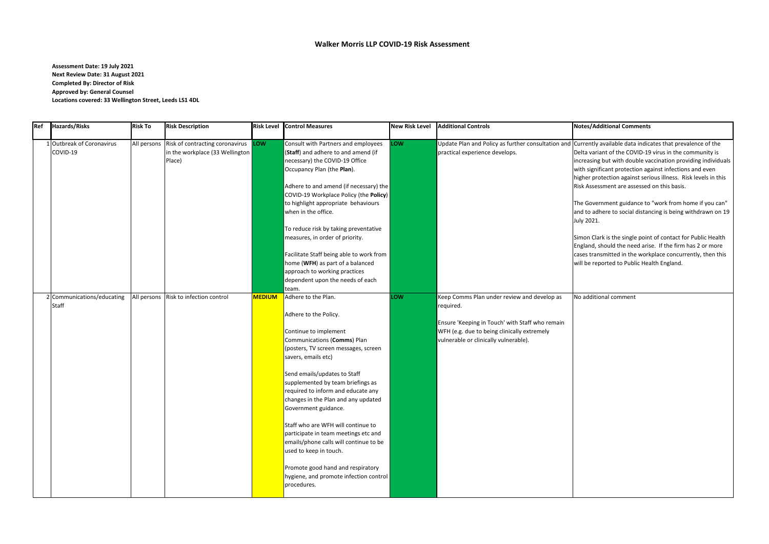# Walker Morris LLP COVID-19 Risk Assessment

**Assessment Date: 19 July 2021**
**Next Review Date: 31 August 2021**
**Completed By: Director of Risk**
**Approved by: General Counsel**
**Locations covered: 33 Wellington Street, Leeds LS1 4DL**

| Ref | Hazards/Risks | Risk To | Risk Description | Risk Level | Control Measures | New Risk Level | Additional Controls | Notes/Additional Comments |
|---|---|---|---|---|---|---|---|---|
| 1 | Outbreak of Coronavirus COVID-19 | All persons | Risk of contracting coronavirus in the workplace (33 Wellington Place) | LOW | Consult with Partners and employees (**Staff**) and adhere to and amend (if necessary) the COVID-19 Office Occupancy Plan (the **Plan**).<br><br>Adhere to and amend (if necessary) the COVID-19 Workplace Policy (the **Policy**) to highlight appropriate behaviours when in the office.<br><br>To reduce risk by taking preventative measures, in order of priority.<br><br>Facilitate Staff being able to work from home (**WFH**) as part of a balanced approach to working practices dependent upon the needs of each team. | LOW | Update Plan and Policy as further consultation and practical experience develops. | Currently available data indicates that prevalence of the Delta variant of the COVID-19 virus in the community is increasing but with double vaccination providing individuals with significant protection against infections and even higher protection against serious illness. Risk levels in this Risk Assessment are assessed on this basis.<br><br>The Government guidance to "work from home if you can" and to adhere to social distancing is being withdrawn on 19 July 2021.<br><br>Simon Clark is the single point of contact for Public Health England, should the need arise. If the firm has 2 or more cases transmitted in the workplace concurrently, then this will be reported to Public Health England. |
| 2 | Communications/educating Staff | All persons | Risk to infection control | MEDIUM | Adhere to the Plan.<br><br>Adhere to the Policy.<br><br>Continue to implement Communications (**Comms**) Plan (posters, TV screen messages, screen savers, emails etc)<br><br>Send emails/updates to Staff supplemented by team briefings as required to inform and educate any changes in the Plan and any updated Government guidance.<br><br>Staff who are WFH will continue to participate in team meetings etc and emails/phone calls will continue to be used to keep in touch.<br><br>Promote good hand and respiratory hygiene, and promote infection control procedures. | LOW | Keep Comms Plan under review and develop as required.<br><br>Ensure 'Keeping in Touch' with Staff who remain WFH (e.g. due to being clinically extremely vulnerable or clinically vulnerable). | No additional comment |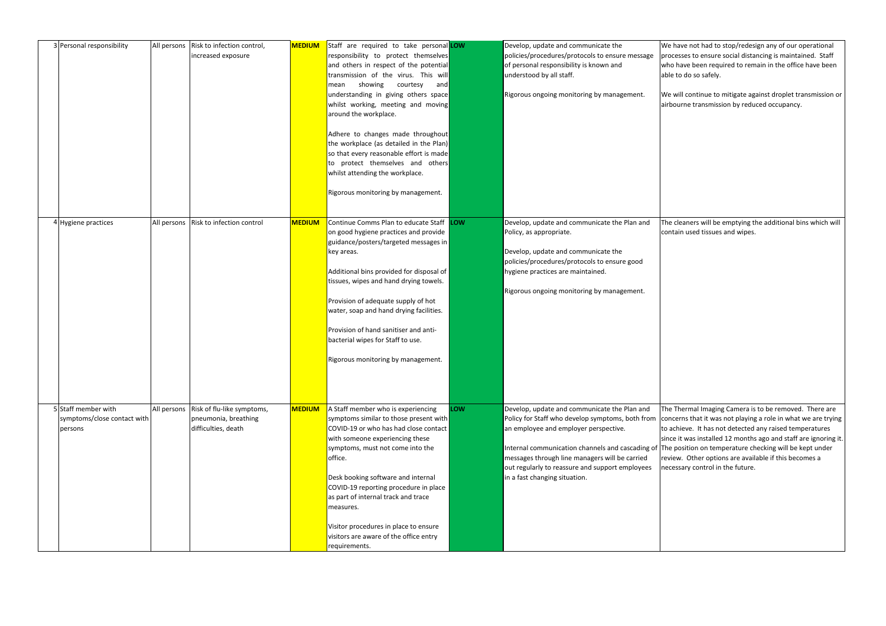| 3 | Personal responsibility | All persons | Risk to infection control, increased exposure | **MEDIUM** | Staff are required to take personal responsibility to protect themselves and others in respect of the potential transmission of the virus. This will mean showing courtesy and understanding in giving others space whilst working, meeting and moving around the workplace.<br><br>Adhere to changes made throughout the workplace (as detailed in the Plan) so that every reasonable effort is made to protect themselves and others whilst attending the workplace.<br><br>Rigorous monitoring by management. | **LOW** | Develop, update and communicate the policies/procedures/protocols to ensure message of personal responsibility is known and understood by all staff.<br><br>Rigorous ongoing monitoring by management. | We have not had to stop/redesign any of our operational processes to ensure social distancing is maintained. Staff who have been required to remain in the office have been able to do so safely.<br><br>We will continue to mitigate against droplet transmission or airbourne transmission by reduced occupancy. |
|---|---|---|---|---|---|---|---|---|
| 4 | Hygiene practices | All persons | Risk to infection control | **MEDIUM** | Continue Comms Plan to educate Staff on good hygiene practices and provide guidance/posters/targeted messages in key areas.<br><br>Additional bins provided for disposal of tissues, wipes and hand drying towels.<br><br>Provision of adequate supply of hot water, soap and hand drying facilities.<br><br>Provision of hand sanitiser and anti-bacterial wipes for Staff to use.<br><br>Rigorous monitoring by management. | **LOW** | Develop, update and communicate the Plan and Policy, as appropriate.<br><br>Develop, update and communicate the policies/procedures/protocols to ensure good hygiene practices are maintained.<br><br>Rigorous ongoing monitoring by management. | The cleaners will be emptying the additional bins which will contain used tissues and wipes. |
| 5 | Staff member with symptoms/close contact with persons | All persons | Risk of flu-like symptoms, pneumonia, breathing difficulties, death | **MEDIUM** | A Staff member who is experiencing symptoms similar to those present with COVID-19 or who has had close contact with someone experiencing these symptoms, must not come into the office.<br><br>Desk booking software and internal COVID-19 reporting procedure in place as part of internal track and trace measures.<br><br>Visitor procedures in place to ensure visitors are aware of the office entry requirements. | **LOW** | Develop, update and communicate the Plan and Policy for Staff who develop symptoms, both from an employee and employer perspective.<br><br>Internal communication channels and cascading of messages through line managers will be carried out regularly to reassure and support employees in a fast changing situation. | The Thermal Imaging Camera is to be removed. There are concerns that it was not playing a role in what we are trying to achieve. It has not detected any raised temperatures since it was installed 12 months ago and staff are ignoring it. The position on temperature checking will be kept under review. Other options are available if this becomes a necessary control in the future. |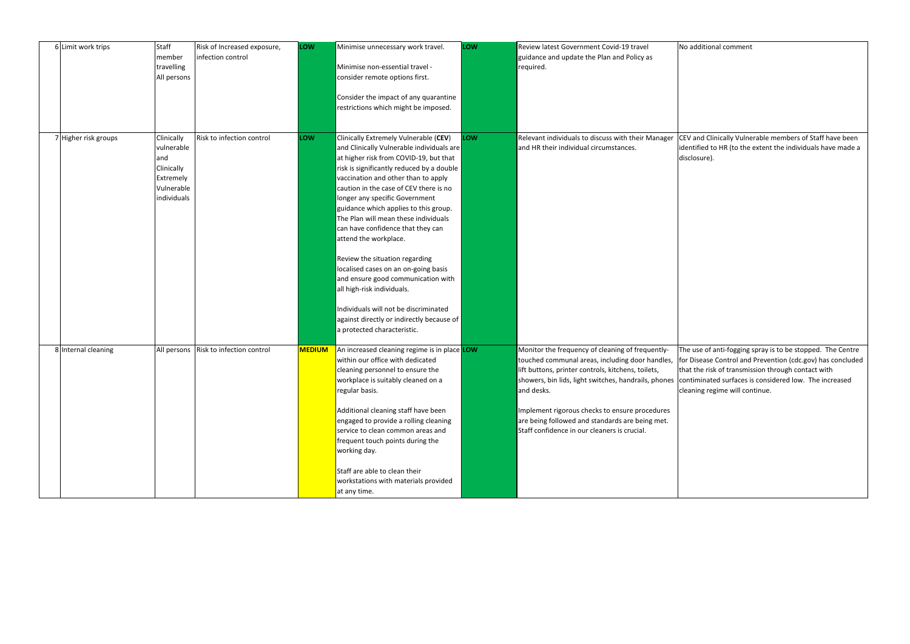| | | | | | | | |
|---|---|---|---|---|---|---|---|
| 6 Limit work trips | Staff member travelling All persons | Risk of Increased exposure, infection control | LOW | Minimise unnecessary work travel.<br><br>Minimise non-essential travel - consider remote options first.<br><br>Consider the impact of any quarantine restrictions which might be imposed. | LOW | Review latest Government Covid-19 travel guidance and update the Plan and Policy as required. | No additional comment |
| 7 Higher risk groups | Clinically vulnerable and Clinically Extremely Vulnerable individuals | Risk to infection control | LOW | Clinically Extremely Vulnerable (**CEV**) and Clinically Vulnerable individuals are at higher risk from COVID-19, but that risk is significantly reduced by a double vaccination and other than to apply caution in the case of CEV there is no longer any specific Government guidance which applies to this group. The Plan will mean these individuals can have confidence that they can attend the workplace.<br><br>Review the situation regarding localised cases on an on-going basis and ensure good communication with all high-risk individuals.<br><br>Individuals will not be discriminated against directly or indirectly because of a protected characteristic. | LOW | Relevant individuals to discuss with their Manager and HR their individual circumstances. | CEV and Clinically Vulnerable members of Staff have been identified to HR (to the extent the individuals have made a disclosure). |
| 8 Internal cleaning | All persons | Risk to infection control | MEDIUM | An increased cleaning regime is in place within our office with dedicated cleaning personnel to ensure the workplace is suitably cleaned on a regular basis.<br><br>Additional cleaning staff have been engaged to provide a rolling cleaning service to clean common areas and frequent touch points during the working day.<br><br>Staff are able to clean their workstations with materials provided at any time. | LOW | Monitor the frequency of cleaning of frequently-touched communal areas, including door handles, lift buttons, printer controls, kitchens, toilets, showers, bin lids, light switches, handrails, phones and desks.<br><br>Implement rigorous checks to ensure procedures are being followed and standards are being met. Staff confidence in our cleaners is crucial. | The use of anti-fogging spray is to be stopped. The Centre for Disease Control and Prevention (cdc.gov) has concluded that the risk of transmission through contact with continminated surfaces is considered low. The increased cleaning regime will continue. |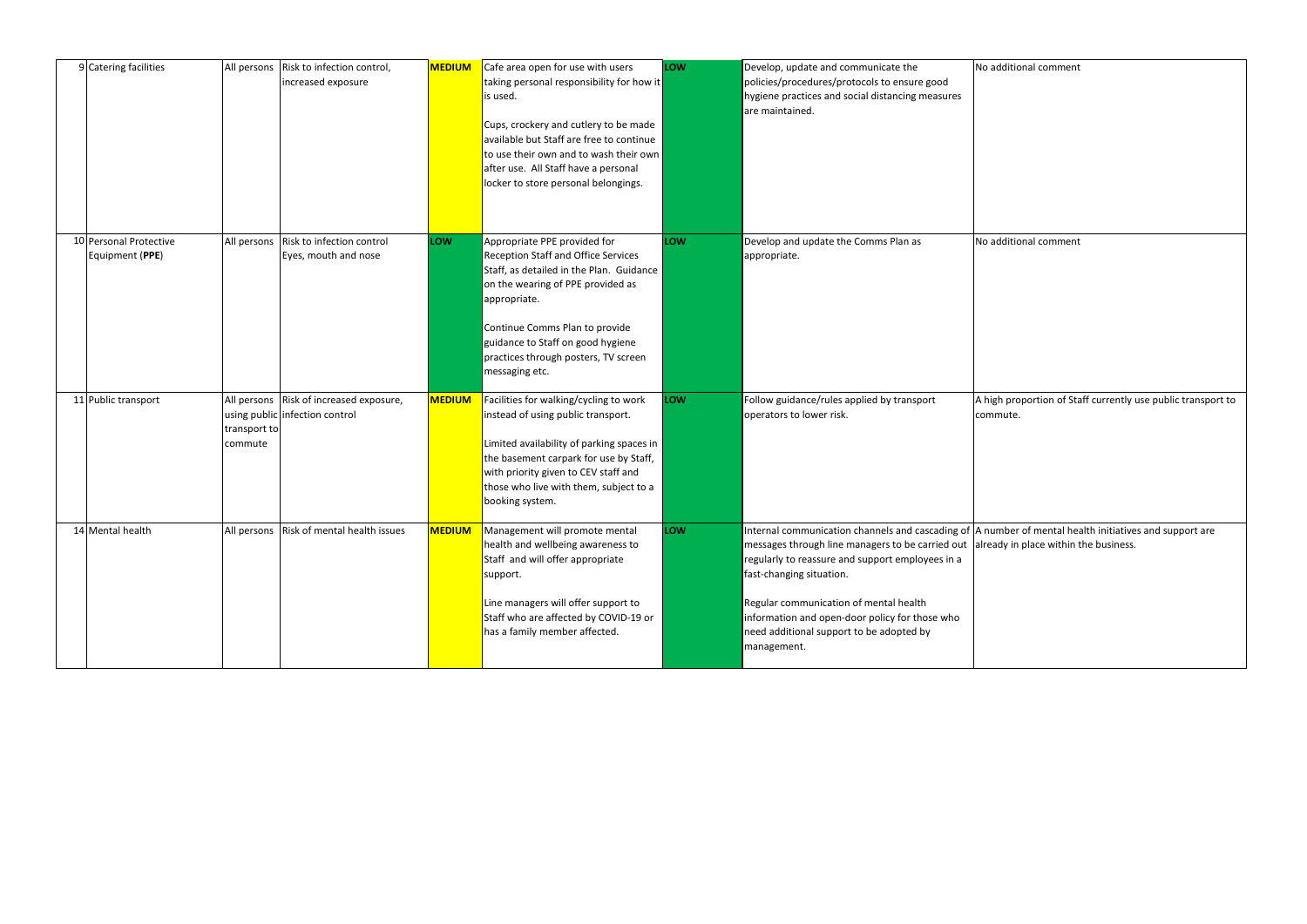| | | | | | | | |
|---|---|---|---|---|---|---|---|
| 9 | Catering facilities | All persons | Risk to infection control, increased exposure | **MEDIUM** | Cafe area open for use with users taking personal responsibility for how it is used.<br><br>Cups, crockery and cutlery to be made available but Staff are free to continue to use their own and to wash their own after use. All Staff have a personal locker to store personal belongings. | **LOW** | Develop, update and communicate the policies/procedures/protocols to ensure good hygiene practices and social distancing measures are maintained. | No additional comment |
| 10 | Personal Protective Equipment (**PPE**) | All persons | Risk to infection control Eyes, mouth and nose | **LOW** | Appropriate PPE provided for Reception Staff and Office Services Staff, as detailed in the Plan. Guidance on the wearing of PPE provided as appropriate.<br><br>Continue Comms Plan to provide guidance to Staff on good hygiene practices through posters, TV screen messaging etc. | **LOW** | Develop and update the Comms Plan as appropriate. | No additional comment |
| 11 | Public transport | All persons using public transport to commute | Risk of increased exposure, infection control | **MEDIUM** | Facilities for walking/cycling to work instead of using public transport.<br><br>Limited availability of parking spaces in the basement carpark for use by Staff, with priority given to CEV staff and those who live with them, subject to a booking system. | **LOW** | Follow guidance/rules applied by transport operators to lower risk. | A high proportion of Staff currently use public transport to commute. |
| 14 | Mental health | All persons | Risk of mental health issues | **MEDIUM** | Management will promote mental health and wellbeing awareness to Staff and will offer appropriate support.<br><br>Line managers will offer support to Staff who are affected by COVID-19 or has a family member affected. | **LOW** | Internal communication channels and cascading of messages through line managers to be carried out regularly to reassure and support employees in a fast-changing situation.<br><br>Regular communication of mental health information and open-door policy for those who need additional support to be adopted by management. | A number of mental health initiatives and support are already in place within the business. |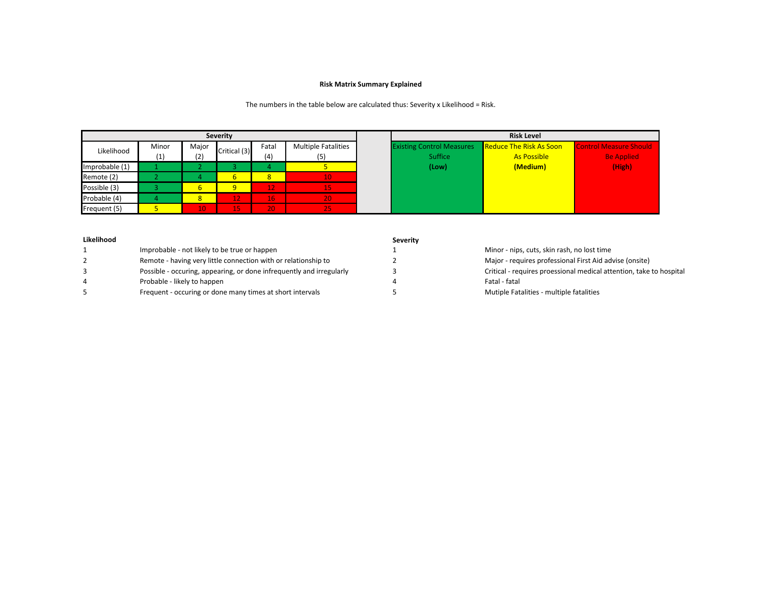**Risk Matrix Summary Explained**

The numbers in the table below are calculated thus: Severity x Likelihood = Risk.

| Likelihood | Severity | | | | |
|---|---|---|---|---|---|
| | Minor (1) | Major (2) | Critical (3) | Fatal (4) | Multiple Fatalities (5) |
| Improbable (1) | 1 | 2 | 3 | 4 | 5 |
| Remote (2) | 2 | 4 | 6 | 8 | 10 |
| Possible (3) | 3 | 6 | 9 | 12 | 15 |
| Probable (4) | 4 | 8 | 12 | 16 | 20 |
| Frequent (5) | 5 | 10 | 15 | 20 | 25 |

| Risk Level | | |
|---|---|---|
| Existing Control Measures Suffice **(Low)** | Reduce The Risk As Soon As Possible **(Medium)** | Control Measure Should Be Applied **(High)** |

**Likelihood**

| | |
|---|---|
| 1 | Improbable - not likely to be true or happen |
| 2 | Remote - having very little connection with or relationship to |
| 3 | Possible - occuring, appearing, or done infrequently and irregularly |
| 4 | Probable - likely to happen |
| 5 | Frequent - occuring or done many times at short intervals |

**Severity**

| | |
|---|---|
| 1 | Minor - nips, cuts, skin rash, no lost time |
| 2 | Major - requires professional First Aid advise (onsite) |
| 3 | Critical - requires proessional medical attention, take to hospital |
| 4 | Fatal - fatal |
| 5 | Mutiple Fatalities - multiple fatalities |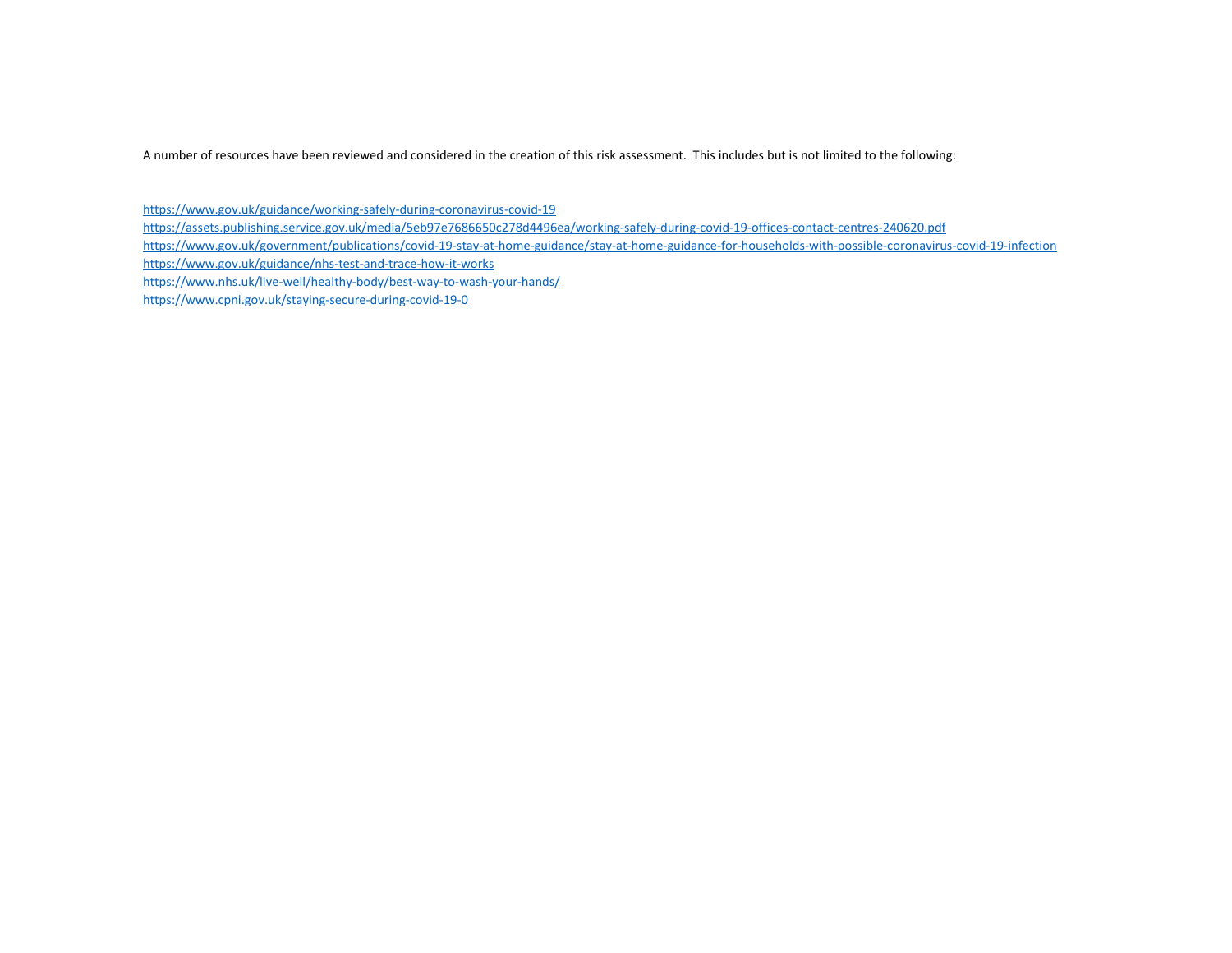A number of resources have been reviewed and considered in the creation of this risk assessment. This includes but is not limited to the following:

https://www.gov.uk/guidance/working-safely-during-coronavirus-covid-19
https://assets.publishing.service.gov.uk/media/5eb97e7686650c278d4496ea/working-safely-during-covid-19-offices-contact-centres-240620.pdf
https://www.gov.uk/government/publications/covid-19-stay-at-home-guidance/stay-at-home-guidance-for-households-with-possible-coronavirus-covid-19-infection
https://www.gov.uk/guidance/nhs-test-and-trace-how-it-works
https://www.nhs.uk/live-well/healthy-body/best-way-to-wash-your-hands/
https://www.cpni.gov.uk/staying-secure-during-covid-19-0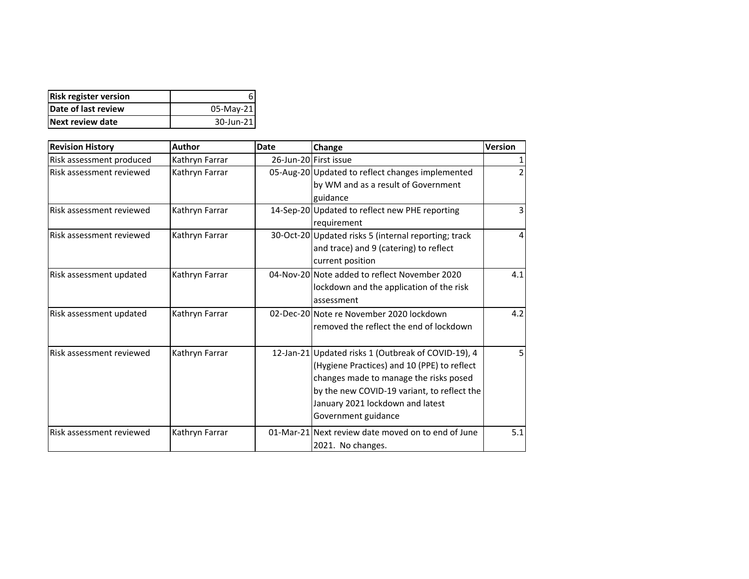| Risk register version | 6 |
| --- | --- |
| Date of last review | 05-May-21 |
| Next review date | 30-Jun-21 |

| Revision History | Author | Date | Change | Version |
| --- | --- | --- | --- | --- |
| Risk assessment produced | Kathryn Farrar | 26-Jun-20 | First issue | 1 |
| Risk assessment reviewed | Kathryn Farrar | 05-Aug-20 | Updated to reflect changes implemented by WM and as a result of Government guidance | 2 |
| Risk assessment reviewed | Kathryn Farrar | 14-Sep-20 | Updated to reflect new PHE reporting requirement | 3 |
| Risk assessment reviewed | Kathryn Farrar | 30-Oct-20 | Updated risks 5 (internal reporting; track and trace) and 9 (catering) to reflect current position | 4 |
| Risk assessment updated | Kathryn Farrar | 04-Nov-20 | Note added to reflect November 2020 lockdown and the application of the risk assessment | 4.1 |
| Risk assessment updated | Kathryn Farrar | 02-Dec-20 | Note re November 2020 lockdown removed the reflect the end of lockdown | 4.2 |
| Risk assessment reviewed | Kathryn Farrar | 12-Jan-21 | Updated risks 1 (Outbreak of COVID-19), 4 (Hygiene Practices) and 10 (PPE) to reflect changes made to manage the risks posed by the new COVID-19 variant, to reflect the January 2021 lockdown and latest Government guidance | 5 |
| Risk assessment reviewed | Kathryn Farrar | 01-Mar-21 | Next review date moved on to end of June 2021. No changes. | 5.1 |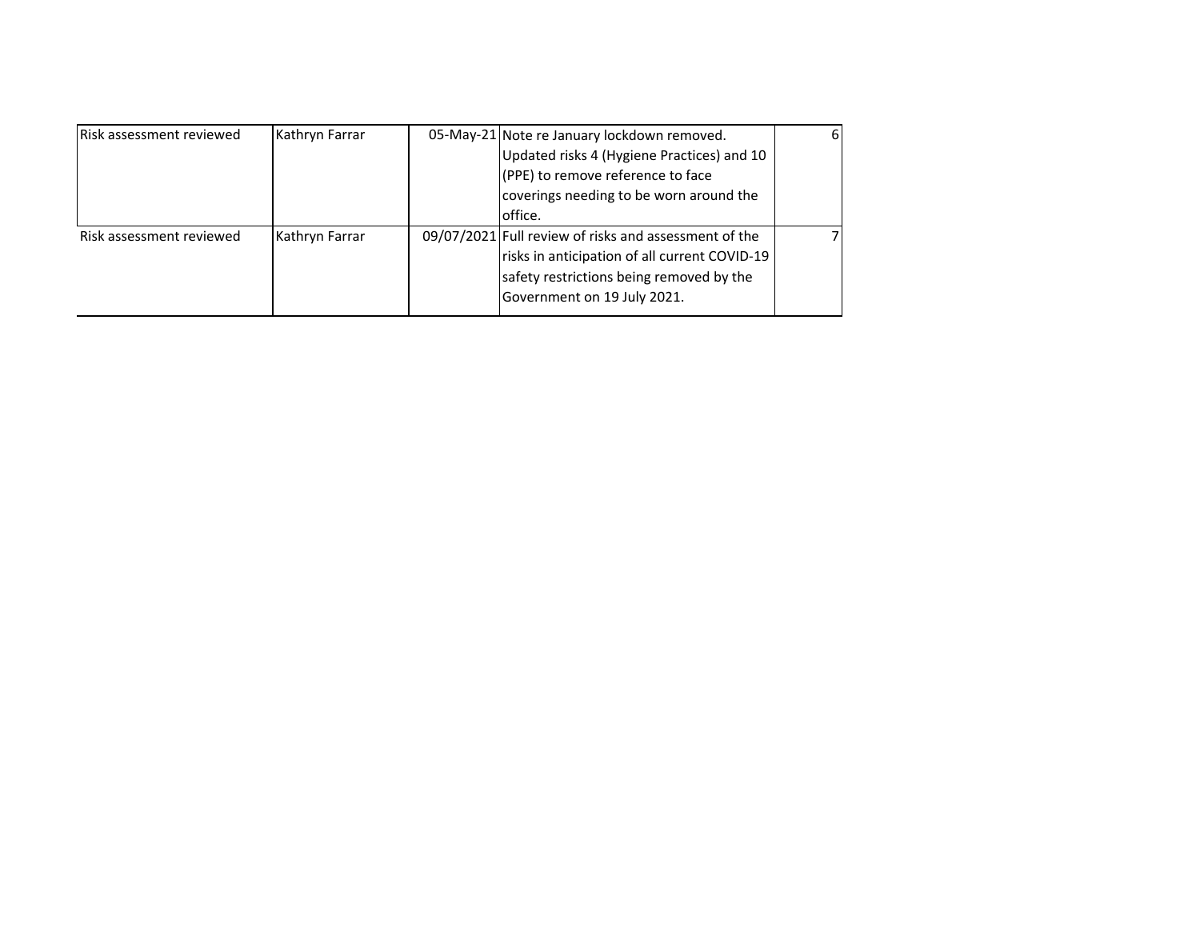| | | | | |
|---|---|---|---|---|
| Risk assessment reviewed | Kathryn Farrar | 05-May-21 | Note re January lockdown removed. Updated risks 4 (Hygiene Practices) and 10 (PPE) to remove reference to face coverings needing to be worn around the office. | 6 |
| Risk assessment reviewed | Kathryn Farrar | 09/07/2021 | Full review of risks and assessment of the risks in anticipation of all current COVID-19 safety restrictions being removed by the Government on 19 July 2021. | 7 |